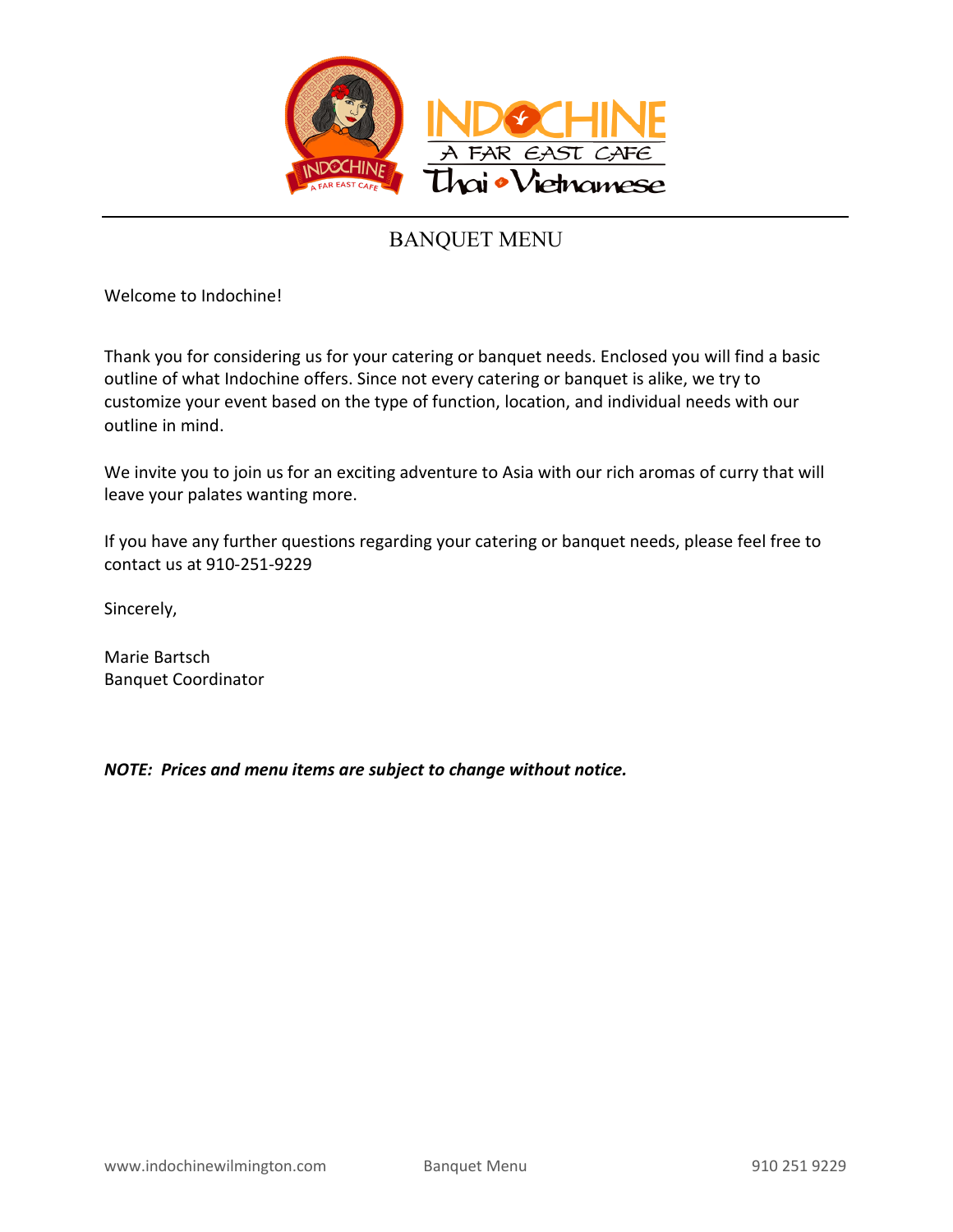# BANQUET MENU

Welcome to Indochine!

Thank you for considering us for your catering or banquet needs. Enclosed you will find a basic outline of what Indochine offers. Since not every catering or banquet is alike, we try to customize your event based on the type of function, location, and individual needs with our outline in mind.

We invite you to join us for an exciting adventure to Asia with our rich aromas of curry that will leave your palates wanting more.

If you have any further questions regarding your catering or banquet needs, please feel free to contact us at 910-251-9229

Sincerely,

Marie Bartsch
Banquet Coordinator

***NOTE: Prices and menu items are subject to change without notice.***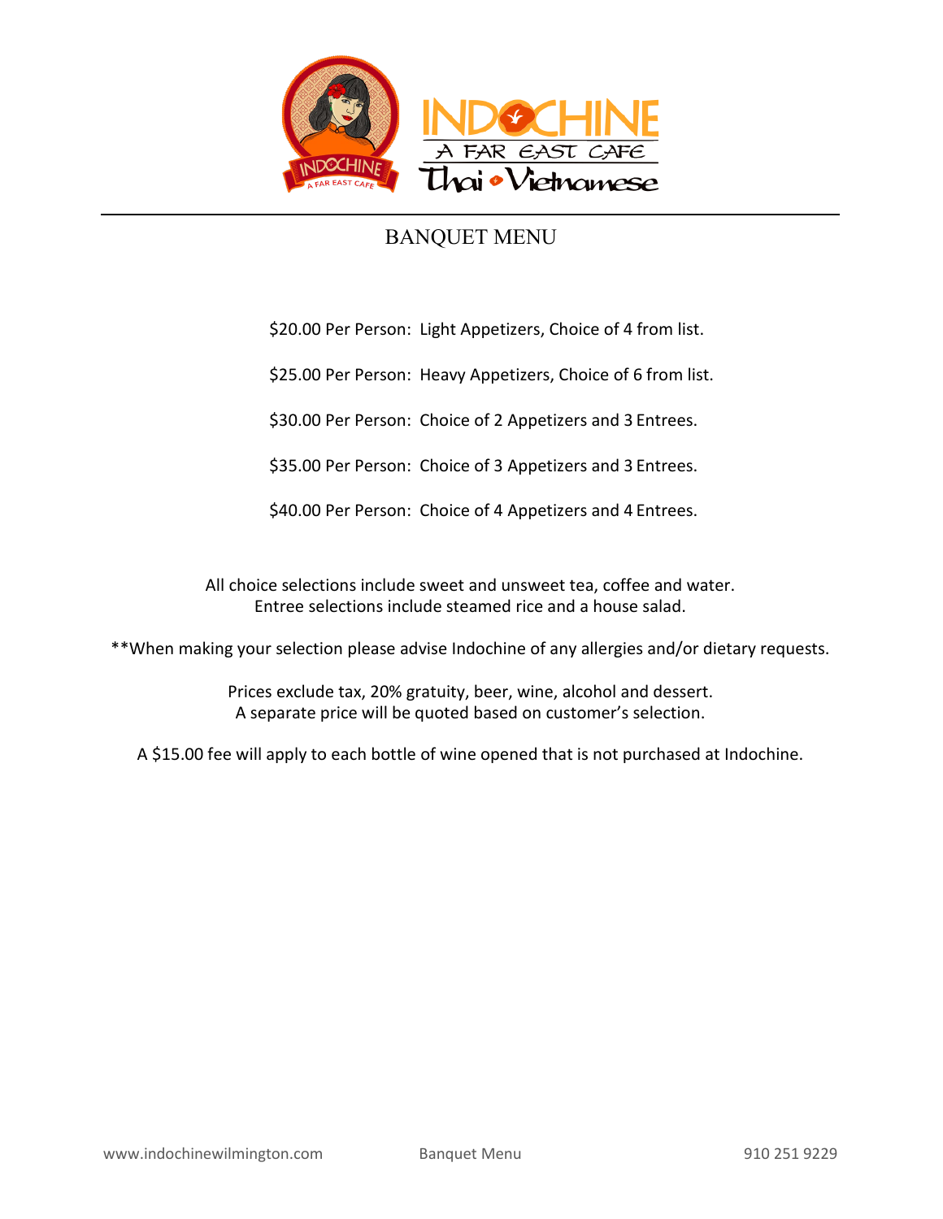# BANQUET MENU

$20.00 Per Person: Light Appetizers, Choice of 4 from list.

$25.00 Per Person: Heavy Appetizers, Choice of 6 from list.

$30.00 Per Person: Choice of 2 Appetizers and 3 Entrees.

$35.00 Per Person: Choice of 3 Appetizers and 3 Entrees.

$40.00 Per Person: Choice of 4 Appetizers and 4 Entrees.

All choice selections include sweet and unsweet tea, coffee and water.
Entree selections include steamed rice and a house salad.

**When making your selection please advise Indochine of any allergies and/or dietary requests.

Prices exclude tax, 20% gratuity, beer, wine, alcohol and dessert.
A separate price will be quoted based on customer's selection.

A $15.00 fee will apply to each bottle of wine opened that is not purchased at Indochine.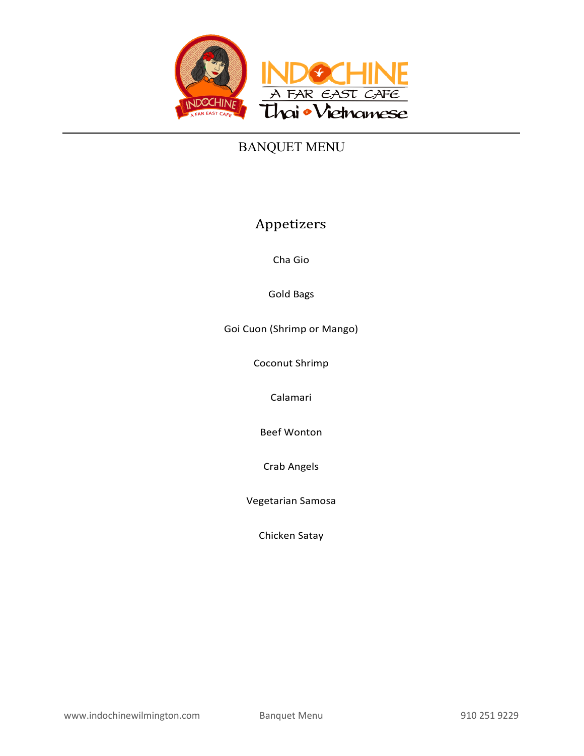# BANQUET MENU

## Appetizers

Cha Gio

Gold Bags

Goi Cuon (Shrimp or Mango)

Coconut Shrimp

Calamari

Beef Wonton

Crab Angels

Vegetarian Samosa

Chicken Satay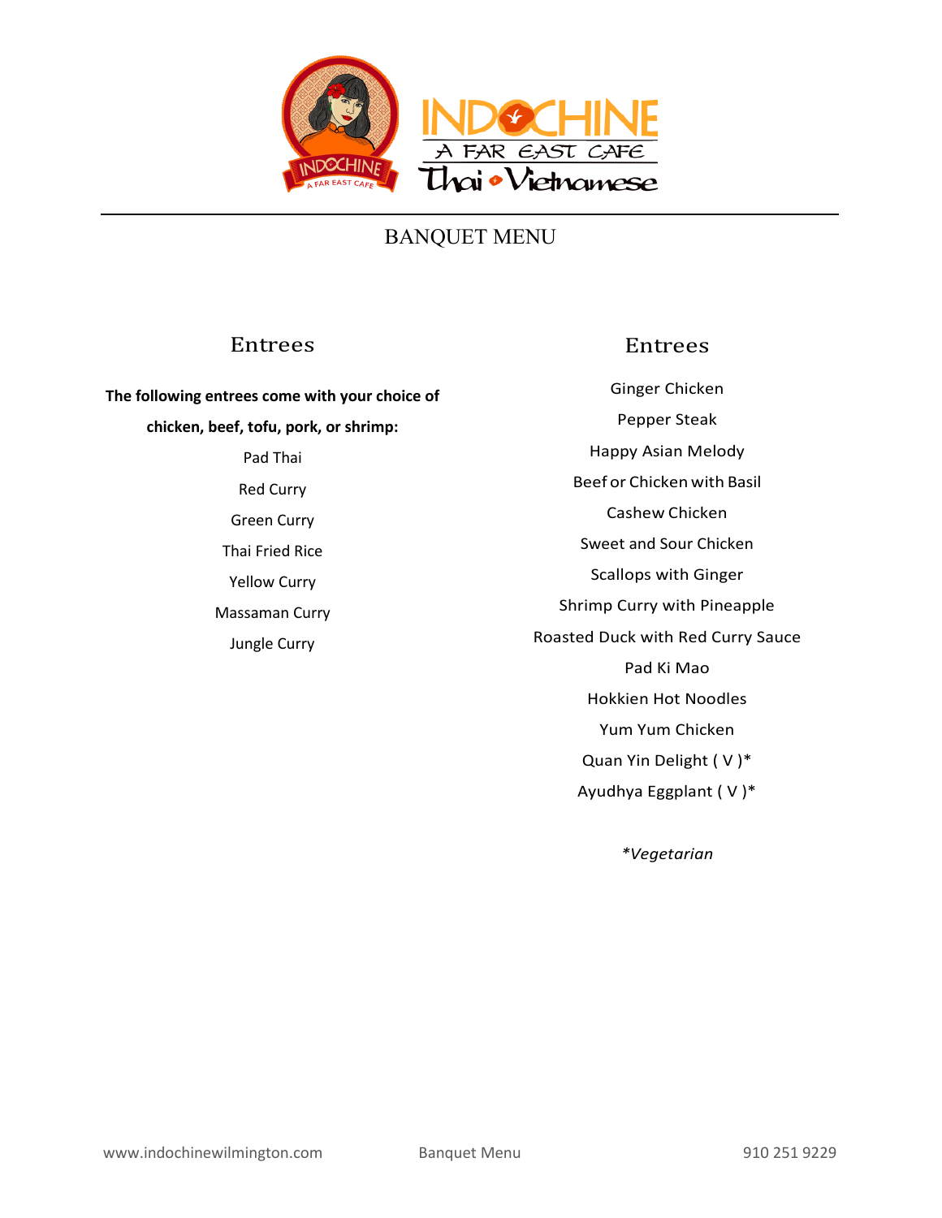# BANQUET MENU

## Entrees

**The following entrees come with your choice of chicken, beef, tofu, pork, or shrimp:**

Pad Thai

Red Curry

Green Curry

Thai Fried Rice

Yellow Curry

Massaman Curry

Jungle Curry

## Entrees

Ginger Chicken

Pepper Steak

Happy Asian Melody

Beef or Chicken with Basil

Cashew Chicken

Sweet and Sour Chicken

Scallops with Ginger

Shrimp Curry with Pineapple

Roasted Duck with Red Curry Sauce

Pad Ki Mao

Hokkien Hot Noodles

Yum Yum Chicken

Quan Yin Delight ( V )*

Ayudhya Eggplant ( V )*

*\*Vegetarian*